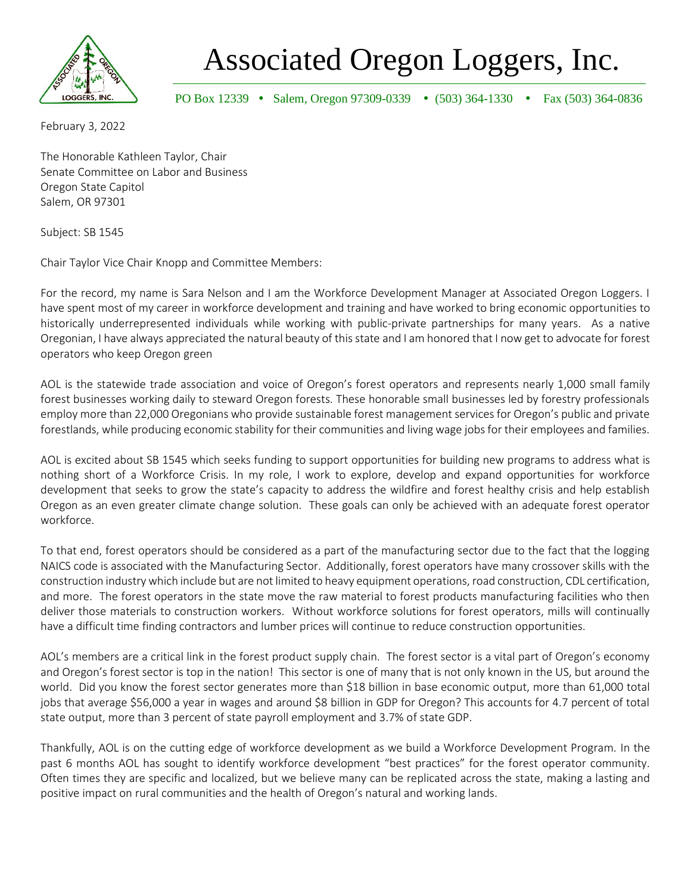# Associated Oregon Loggers, Inc.

PO Box 12339 • Salem, Oregon 97309-0339 • (503) 364-1330 • Fax (503) 364-0836

February 3, 2022

The Honorable Kathleen Taylor, Chair
Senate Committee on Labor and Business
Oregon State Capitol
Salem, OR 97301

Subject: SB 1545

Chair Taylor Vice Chair Knopp and Committee Members:

For the record, my name is Sara Nelson and I am the Workforce Development Manager at Associated Oregon Loggers. I have spent most of my career in workforce development and training and have worked to bring economic opportunities to historically underrepresented individuals while working with public-private partnerships for many years. As a native Oregonian, I have always appreciated the natural beauty of this state and I am honored that I now get to advocate for forest operators who keep Oregon green

AOL is the statewide trade association and voice of Oregon's forest operators and represents nearly 1,000 small family forest businesses working daily to steward Oregon forests. These honorable small businesses led by forestry professionals employ more than 22,000 Oregonians who provide sustainable forest management services for Oregon's public and private forestlands, while producing economic stability for their communities and living wage jobs for their employees and families.

AOL is excited about SB 1545 which seeks funding to support opportunities for building new programs to address what is nothing short of a Workforce Crisis. In my role, I work to explore, develop and expand opportunities for workforce development that seeks to grow the state's capacity to address the wildfire and forest healthy crisis and help establish Oregon as an even greater climate change solution. These goals can only be achieved with an adequate forest operator workforce.

To that end, forest operators should be considered as a part of the manufacturing sector due to the fact that the logging NAICS code is associated with the Manufacturing Sector. Additionally, forest operators have many crossover skills with the construction industry which include but are not limited to heavy equipment operations, road construction, CDL certification, and more. The forest operators in the state move the raw material to forest products manufacturing facilities who then deliver those materials to construction workers. Without workforce solutions for forest operators, mills will continually have a difficult time finding contractors and lumber prices will continue to reduce construction opportunities.

AOL's members are a critical link in the forest product supply chain. The forest sector is a vital part of Oregon's economy and Oregon's forest sector is top in the nation! This sector is one of many that is not only known in the US, but around the world. Did you know the forest sector generates more than $18 billion in base economic output, more than 61,000 total jobs that average $56,000 a year in wages and around $8 billion in GDP for Oregon? This accounts for 4.7 percent of total state output, more than 3 percent of state payroll employment and 3.7% of state GDP.

Thankfully, AOL is on the cutting edge of workforce development as we build a Workforce Development Program. In the past 6 months AOL has sought to identify workforce development "best practices" for the forest operator community. Often times they are specific and localized, but we believe many can be replicated across the state, making a lasting and positive impact on rural communities and the health of Oregon's natural and working lands.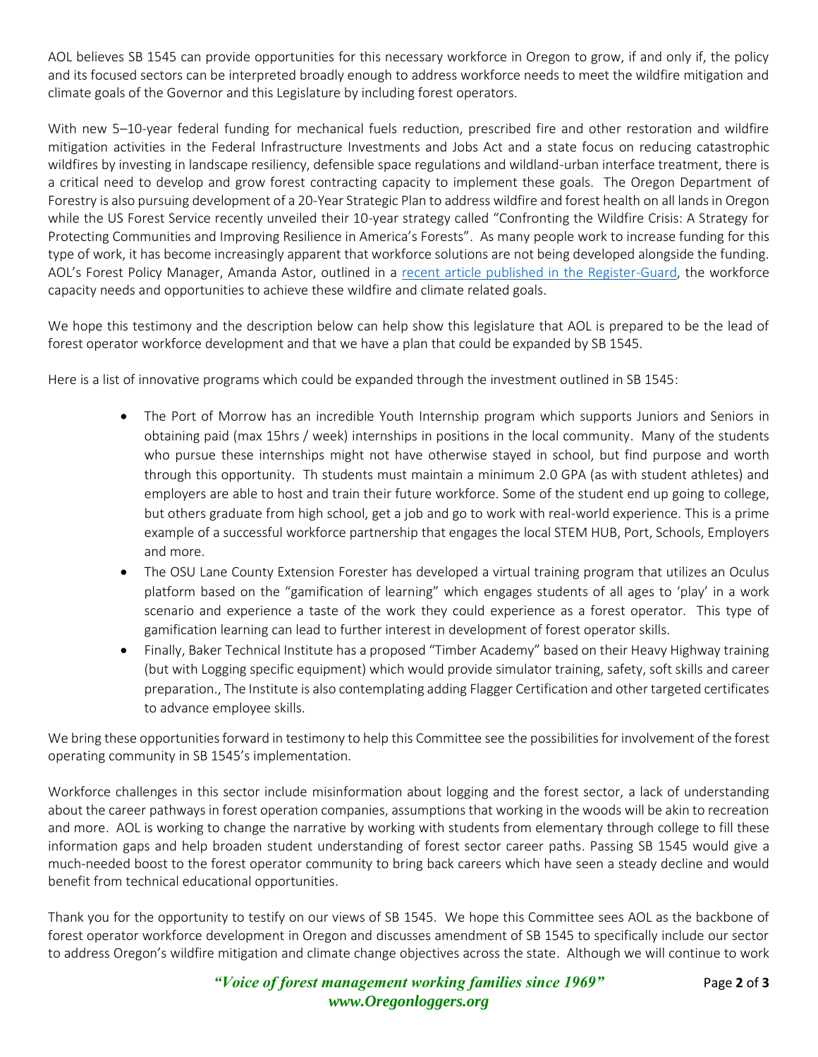AOL believes SB 1545 can provide opportunities for this necessary workforce in Oregon to grow, if and only if, the policy and its focused sectors can be interpreted broadly enough to address workforce needs to meet the wildfire mitigation and climate goals of the Governor and this Legislature by including forest operators.

With new 5–10-year federal funding for mechanical fuels reduction, prescribed fire and other restoration and wildfire mitigation activities in the Federal Infrastructure Investments and Jobs Act and a state focus on reducing catastrophic wildfires by investing in landscape resiliency, defensible space regulations and wildland-urban interface treatment, there is a critical need to develop and grow forest contracting capacity to implement these goals. The Oregon Department of Forestry is also pursuing development of a 20-Year Strategic Plan to address wildfire and forest health on all lands in Oregon while the US Forest Service recently unveiled their 10-year strategy called "Confronting the Wildfire Crisis: A Strategy for Protecting Communities and Improving Resilience in America's Forests". As many people work to increase funding for this type of work, it has become increasingly apparent that workforce solutions are not being developed alongside the funding. AOL's Forest Policy Manager, Amanda Astor, outlined in a recent article published in the Register-Guard, the workforce capacity needs and opportunities to achieve these wildfire and climate related goals.

We hope this testimony and the description below can help show this legislature that AOL is prepared to be the lead of forest operator workforce development and that we have a plan that could be expanded by SB 1545.

Here is a list of innovative programs which could be expanded through the investment outlined in SB 1545:

- The Port of Morrow has an incredible Youth Internship program which supports Juniors and Seniors in obtaining paid (max 15hrs / week) internships in positions in the local community. Many of the students who pursue these internships might not have otherwise stayed in school, but find purpose and worth through this opportunity. Th students must maintain a minimum 2.0 GPA (as with student athletes) and employers are able to host and train their future workforce. Some of the student end up going to college, but others graduate from high school, get a job and go to work with real-world experience. This is a prime example of a successful workforce partnership that engages the local STEM HUB, Port, Schools, Employers and more.
- The OSU Lane County Extension Forester has developed a virtual training program that utilizes an Oculus platform based on the "gamification of learning" which engages students of all ages to 'play' in a work scenario and experience a taste of the work they could experience as a forest operator. This type of gamification learning can lead to further interest in development of forest operator skills.
- Finally, Baker Technical Institute has a proposed "Timber Academy" based on their Heavy Highway training (but with Logging specific equipment) which would provide simulator training, safety, soft skills and career preparation., The Institute is also contemplating adding Flagger Certification and other targeted certificates to advance employee skills.

We bring these opportunities forward in testimony to help this Committee see the possibilities for involvement of the forest operating community in SB 1545's implementation.

Workforce challenges in this sector include misinformation about logging and the forest sector, a lack of understanding about the career pathways in forest operation companies, assumptions that working in the woods will be akin to recreation and more. AOL is working to change the narrative by working with students from elementary through college to fill these information gaps and help broaden student understanding of forest sector career paths. Passing SB 1545 would give a much-needed boost to the forest operator community to bring back careers which have seen a steady decline and would benefit from technical educational opportunities.

Thank you for the opportunity to testify on our views of SB 1545. We hope this Committee sees AOL as the backbone of forest operator workforce development in Oregon and discusses amendment of SB 1545 to specifically include our sector to address Oregon's wildfire mitigation and climate change objectives across the state. Although we will continue to work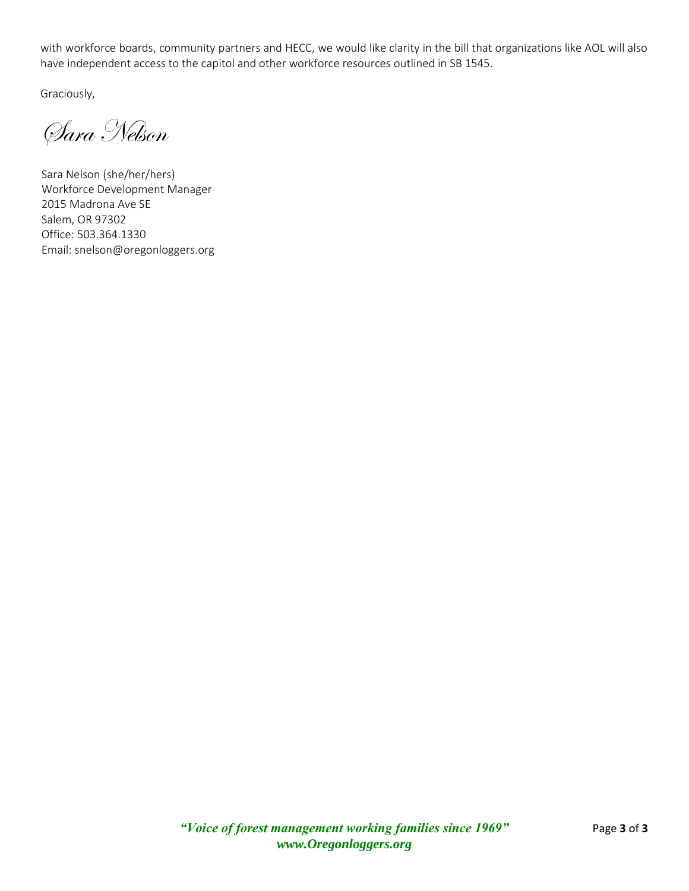with workforce boards, community partners and HECC, we would like clarity in the bill that organizations like AOL will also have independent access to the capitol and other workforce resources outlined in SB 1545.

Graciously,

*Sara Nelson*

Sara Nelson (she/her/hers)
Workforce Development Manager
2015 Madrona Ave SE
Salem, OR 97302
Office: 503.364.1330
Email: snelson@oregonloggers.org